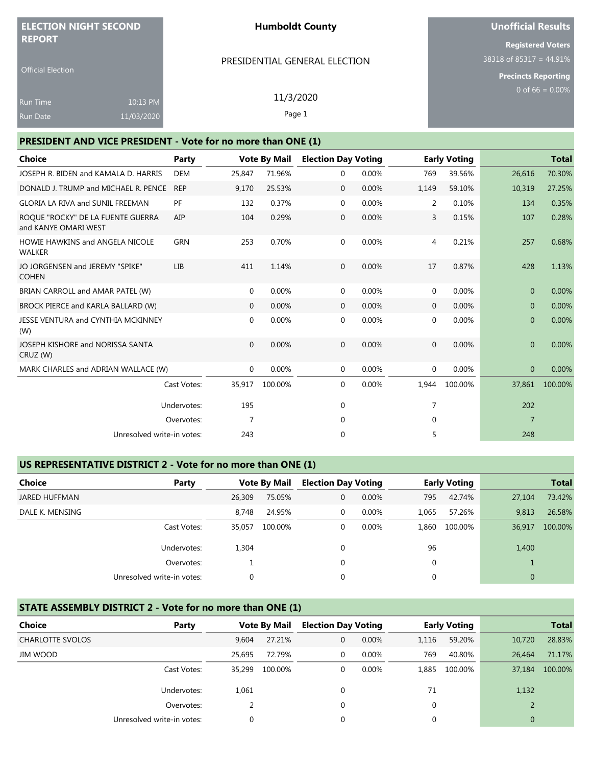**ELECTION NIGHT SECOND REPORT**

Official Election

Run Time 10:13 PM
Run Date 11/03/2020

**Humboldt County**

PRESIDENTIAL GENERAL ELECTION

11/3/2020

**Unofficial Results**

**Registered Voters**
38318 of 85317 = 44.91%

**Precincts Reporting**
0 of 66 = 0.00%

## PRESIDENT AND VICE PRESIDENT - Vote for no more than ONE (1)

| Choice | Party | Vote By Mail | | Election Day Voting | | Early Voting | | Total | |
|---|---|---|---|---|---|---|---|---|---|
| JOSEPH R. BIDEN and KAMALA D. HARRIS | DEM | 25,847 | 71.96% | 0 | 0.00% | 769 | 39.56% | 26,616 | 70.30% |
| DONALD J. TRUMP and MICHAEL R. PENCE | REP | 9,170 | 25.53% | 0 | 0.00% | 1,149 | 59.10% | 10,319 | 27.25% |
| GLORIA LA RIVA and SUNIL FREEMAN | PF | 132 | 0.37% | 0 | 0.00% | 2 | 0.10% | 134 | 0.35% |
| ROQUE "ROCKY" DE LA FUENTE GUERRA and KANYE OMARI WEST | AIP | 104 | 0.29% | 0 | 0.00% | 3 | 0.15% | 107 | 0.28% |
| HOWIE HAWKINS and ANGELA NICOLE WALKER | GRN | 253 | 0.70% | 0 | 0.00% | 4 | 0.21% | 257 | 0.68% |
| JO JORGENSEN and JEREMY "SPIKE" COHEN | LIB | 411 | 1.14% | 0 | 0.00% | 17 | 0.87% | 428 | 1.13% |
| BRIAN CARROLL and AMAR PATEL (W) | | 0 | 0.00% | 0 | 0.00% | 0 | 0.00% | 0 | 0.00% |
| BROCK PIERCE and KARLA BALLARD (W) | | 0 | 0.00% | 0 | 0.00% | 0 | 0.00% | 0 | 0.00% |
| JESSE VENTURA and CYNTHIA MCKINNEY (W) | | 0 | 0.00% | 0 | 0.00% | 0 | 0.00% | 0 | 0.00% |
| JOSEPH KISHORE and NORISSA SANTA CRUZ (W) | | 0 | 0.00% | 0 | 0.00% | 0 | 0.00% | 0 | 0.00% |
| MARK CHARLES and ADRIAN WALLACE (W) | | 0 | 0.00% | 0 | 0.00% | 0 | 0.00% | 0 | 0.00% |
| | Cast Votes: | 35,917 | 100.00% | 0 | 0.00% | 1,944 | 100.00% | 37,861 | 100.00% |
| | Undervotes: | 195 | | 0 | | 7 | | 202 | |
| | Overvotes: | 7 | | 0 | | 0 | | 7 | |
| | Unresolved write-in votes: | 243 | | 0 | | 5 | | 248 | |

## US REPRESENTATIVE DISTRICT 2 - Vote for no more than ONE (1)

| Choice | Party | Vote By Mail | | Election Day Voting | | Early Voting | | Total | |
|---|---|---|---|---|---|---|---|---|---|
| JARED HUFFMAN | | 26,309 | 75.05% | 0 | 0.00% | 795 | 42.74% | 27,104 | 73.42% |
| DALE K. MENSING | | 8,748 | 24.95% | 0 | 0.00% | 1,065 | 57.26% | 9,813 | 26.58% |
| | Cast Votes: | 35,057 | 100.00% | 0 | 0.00% | 1,860 | 100.00% | 36,917 | 100.00% |
| | Undervotes: | 1,304 | | 0 | | 96 | | 1,400 | |
| | Overvotes: | 1 | | 0 | | 0 | | 1 | |
| | Unresolved write-in votes: | 0 | | 0 | | 0 | | 0 | |

## STATE ASSEMBLY DISTRICT 2 - Vote for no more than ONE (1)

| Choice | Party | Vote By Mail | | Election Day Voting | | Early Voting | | Total | |
|---|---|---|---|---|---|---|---|---|---|
| CHARLOTTE SVOLOS | | 9,604 | 27.21% | 0 | 0.00% | 1,116 | 59.20% | 10,720 | 28.83% |
| JIM WOOD | | 25,695 | 72.79% | 0 | 0.00% | 769 | 40.80% | 26,464 | 71.17% |
| | Cast Votes: | 35,299 | 100.00% | 0 | 0.00% | 1,885 | 100.00% | 37,184 | 100.00% |
| | Undervotes: | 1,061 | | 0 | | 71 | | 1,132 | |
| | Overvotes: | 2 | | 0 | | 0 | | 2 | |
| | Unresolved write-in votes: | 0 | | 0 | | 0 | | 0 | |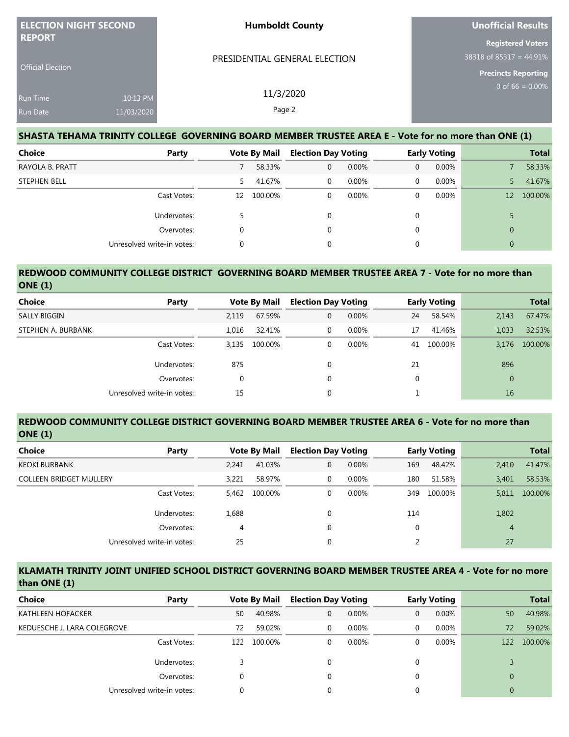## SHASTA TEHAMA TRINITY COLLEGE GOVERNING BOARD MEMBER TRUSTEE AREA E - Vote for no more than ONE (1)

| Choice | Party | Vote By Mail | | Election Day Voting | | Early Voting | | Total | |
|---|---|---|---|---|---|---|---|---|---|
| RAYOLA B. PRATT | | 7 | 58.33% | 0 | 0.00% | 0 | 0.00% | 7 | 58.33% |
| STEPHEN BELL | | 5 | 41.67% | 0 | 0.00% | 0 | 0.00% | 5 | 41.67% |
| | Cast Votes: | 12 | 100.00% | 0 | 0.00% | 0 | 0.00% | 12 | 100.00% |
| | Undervotes: | 5 | | 0 | | 0 | | 5 | |
| | Overvotes: | 0 | | 0 | | 0 | | 0 | |
| | Unresolved write-in votes: | 0 | | 0 | | 0 | | 0 | |

## REDWOOD COMMUNITY COLLEGE DISTRICT GOVERNING BOARD MEMBER TRUSTEE AREA 7 - Vote for no more than ONE (1)

| Choice | Party | Vote By Mail | | Election Day Voting | | Early Voting | | Total | |
|---|---|---|---|---|---|---|---|---|---|
| SALLY BIGGIN | | 2,119 | 67.59% | 0 | 0.00% | 24 | 58.54% | 2,143 | 67.47% |
| STEPHEN A. BURBANK | | 1,016 | 32.41% | 0 | 0.00% | 17 | 41.46% | 1,033 | 32.53% |
| | Cast Votes: | 3,135 | 100.00% | 0 | 0.00% | 41 | 100.00% | 3,176 | 100.00% |
| | Undervotes: | 875 | | 0 | | 21 | | 896 | |
| | Overvotes: | 0 | | 0 | | 0 | | 0 | |
| | Unresolved write-in votes: | 15 | | 0 | | 1 | | 16 | |

## REDWOOD COMMUNITY COLLEGE DISTRICT GOVERNING BOARD MEMBER TRUSTEE AREA 6 - Vote for no more than ONE (1)

| Choice | Party | Vote By Mail | | Election Day Voting | | Early Voting | | Total | |
|---|---|---|---|---|---|---|---|---|---|
| KEOKI BURBANK | | 2,241 | 41.03% | 0 | 0.00% | 169 | 48.42% | 2,410 | 41.47% |
| COLLEEN BRIDGET MULLERY | | 3,221 | 58.97% | 0 | 0.00% | 180 | 51.58% | 3,401 | 58.53% |
| | Cast Votes: | 5,462 | 100.00% | 0 | 0.00% | 349 | 100.00% | 5,811 | 100.00% |
| | Undervotes: | 1,688 | | 0 | | 114 | | 1,802 | |
| | Overvotes: | 4 | | 0 | | 0 | | 4 | |
| | Unresolved write-in votes: | 25 | | 0 | | 2 | | 27 | |

## KLAMATH TRINITY JOINT UNIFIED SCHOOL DISTRICT GOVERNING BOARD MEMBER TRUSTEE AREA 4 - Vote for no more than ONE (1)

| Choice | Party | Vote By Mail | | Election Day Voting | | Early Voting | | Total | |
|---|---|---|---|---|---|---|---|---|---|
| KATHLEEN HOFACKER | | 50 | 40.98% | 0 | 0.00% | 0 | 0.00% | 50 | 40.98% |
| KEDUESCHE J. LARA COLEGROVE | | 72 | 59.02% | 0 | 0.00% | 0 | 0.00% | 72 | 59.02% |
| | Cast Votes: | 122 | 100.00% | 0 | 0.00% | 0 | 0.00% | 122 | 100.00% |
| | Undervotes: | 3 | | 0 | | 0 | | 3 | |
| | Overvotes: | 0 | | 0 | | 0 | | 0 | |
| | Unresolved write-in votes: | 0 | | 0 | | 0 | | 0 | |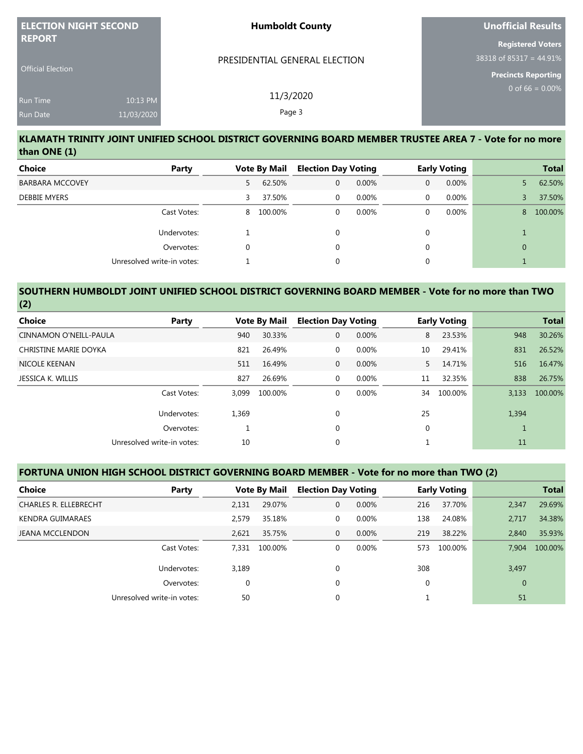## KLAMATH TRINITY JOINT UNIFIED SCHOOL DISTRICT GOVERNING BOARD MEMBER TRUSTEE AREA 7 - Vote for no more than ONE (1)

| Choice | Party | Vote By Mail | | Election Day Voting | | Early Voting | | Total | |
|---|---|---|---|---|---|---|---|---|---|
| BARBARA MCCOVEY | | 5 | 62.50% | 0 | 0.00% | 0 | 0.00% | 5 | 62.50% |
| DEBBIE MYERS | | 3 | 37.50% | 0 | 0.00% | 0 | 0.00% | 3 | 37.50% |
| | Cast Votes: | 8 | 100.00% | 0 | 0.00% | 0 | 0.00% | 8 | 100.00% |
| | Undervotes: | 1 | | 0 | | 0 | | 1 | |
| | Overvotes: | 0 | | 0 | | 0 | | 0 | |
| | Unresolved write-in votes: | 1 | | 0 | | 0 | | 1 | |

## SOUTHERN HUMBOLDT JOINT UNIFIED SCHOOL DISTRICT GOVERNING BOARD MEMBER - Vote for no more than TWO (2)

| Choice | Party | Vote By Mail | | Election Day Voting | | Early Voting | | Total | |
|---|---|---|---|---|---|---|---|---|---|
| CINNAMON O'NEILL-PAULA | | 940 | 30.33% | 0 | 0.00% | 8 | 23.53% | 948 | 30.26% |
| CHRISTINE MARIE DOYKA | | 821 | 26.49% | 0 | 0.00% | 10 | 29.41% | 831 | 26.52% |
| NICOLE KEENAN | | 511 | 16.49% | 0 | 0.00% | 5 | 14.71% | 516 | 16.47% |
| JESSICA K. WILLIS | | 827 | 26.69% | 0 | 0.00% | 11 | 32.35% | 838 | 26.75% |
| | Cast Votes: | 3,099 | 100.00% | 0 | 0.00% | 34 | 100.00% | 3,133 | 100.00% |
| | Undervotes: | 1,369 | | 0 | | 25 | | 1,394 | |
| | Overvotes: | 1 | | 0 | | 0 | | 1 | |
| | Unresolved write-in votes: | 10 | | 0 | | 1 | | 11 | |

## FORTUNA UNION HIGH SCHOOL DISTRICT GOVERNING BOARD MEMBER - Vote for no more than TWO (2)

| Choice | Party | Vote By Mail | | Election Day Voting | | Early Voting | | Total | |
|---|---|---|---|---|---|---|---|---|---|
| CHARLES R. ELLEBRECHT | | 2,131 | 29.07% | 0 | 0.00% | 216 | 37.70% | 2,347 | 29.69% |
| KENDRA GUIMARAES | | 2,579 | 35.18% | 0 | 0.00% | 138 | 24.08% | 2,717 | 34.38% |
| JEANA MCCLENDON | | 2,621 | 35.75% | 0 | 0.00% | 219 | 38.22% | 2,840 | 35.93% |
| | Cast Votes: | 7,331 | 100.00% | 0 | 0.00% | 573 | 100.00% | 7,904 | 100.00% |
| | Undervotes: | 3,189 | | 0 | | 308 | | 3,497 | |
| | Overvotes: | 0 | | 0 | | 0 | | 0 | |
| | Unresolved write-in votes: | 50 | | 0 | | 1 | | 51 | |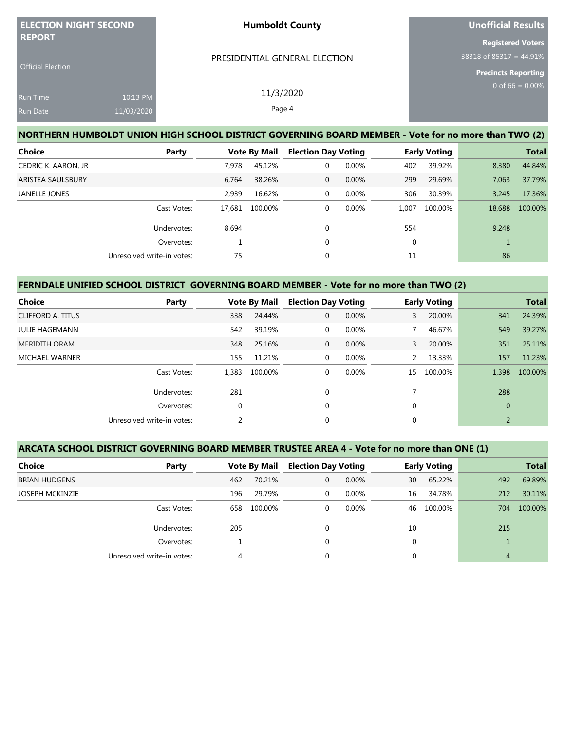**ELECTION NIGHT SECOND REPORT**

Official Election

Run Time 10:13 PM
Run Date 11/03/2020

**Humboldt County**

PRESIDENTIAL GENERAL ELECTION

11/3/2020

**Unofficial Results**

**Registered Voters**
38318 of 85317 = 44.91%

**Precincts Reporting**
0 of 66 = 0.00%

## NORTHERN HUMBOLDT UNION HIGH SCHOOL DISTRICT GOVERNING BOARD MEMBER - Vote for no more than TWO (2)

| Choice | Party | Vote By Mail | | Election Day Voting | | Early Voting | | Total | |
|---|---|---|---|---|---|---|---|---|---|
| CEDRIC K. AARON, JR | | 7,978 | 45.12% | 0 | 0.00% | 402 | 39.92% | 8,380 | 44.84% |
| ARISTEA SAULSBURY | | 6,764 | 38.26% | 0 | 0.00% | 299 | 29.69% | 7,063 | 37.79% |
| JANELLE JONES | | 2,939 | 16.62% | 0 | 0.00% | 306 | 30.39% | 3,245 | 17.36% |
| | Cast Votes: | 17,681 | 100.00% | 0 | 0.00% | 1,007 | 100.00% | 18,688 | 100.00% |
| | Undervotes: | 8,694 | | 0 | | 554 | | 9,248 | |
| | Overvotes: | 1 | | 0 | | 0 | | 1 | |
| | Unresolved write-in votes: | 75 | | 0 | | 11 | | 86 | |

## FERNDALE UNIFIED SCHOOL DISTRICT GOVERNING BOARD MEMBER - Vote for no more than TWO (2)

| Choice | Party | Vote By Mail | | Election Day Voting | | Early Voting | | Total | |
|---|---|---|---|---|---|---|---|---|---|
| CLIFFORD A. TITUS | | 338 | 24.44% | 0 | 0.00% | 3 | 20.00% | 341 | 24.39% |
| JULIE HAGEMANN | | 542 | 39.19% | 0 | 0.00% | 7 | 46.67% | 549 | 39.27% |
| MERIDITH ORAM | | 348 | 25.16% | 0 | 0.00% | 3 | 20.00% | 351 | 25.11% |
| MICHAEL WARNER | | 155 | 11.21% | 0 | 0.00% | 2 | 13.33% | 157 | 11.23% |
| | Cast Votes: | 1,383 | 100.00% | 0 | 0.00% | 15 | 100.00% | 1,398 | 100.00% |
| | Undervotes: | 281 | | 0 | | 7 | | 288 | |
| | Overvotes: | 0 | | 0 | | 0 | | 0 | |
| | Unresolved write-in votes: | 2 | | 0 | | 0 | | 2 | |

## ARCATA SCHOOL DISTRICT GOVERNING BOARD MEMBER TRUSTEE AREA 4 - Vote for no more than ONE (1)

| Choice | Party | Vote By Mail | | Election Day Voting | | Early Voting | | Total | |
|---|---|---|---|---|---|---|---|---|---|
| BRIAN HUDGENS | | 462 | 70.21% | 0 | 0.00% | 30 | 65.22% | 492 | 69.89% |
| JOSEPH MCKINZIE | | 196 | 29.79% | 0 | 0.00% | 16 | 34.78% | 212 | 30.11% |
| | Cast Votes: | 658 | 100.00% | 0 | 0.00% | 46 | 100.00% | 704 | 100.00% |
| | Undervotes: | 205 | | 0 | | 10 | | 215 | |
| | Overvotes: | 1 | | 0 | | 0 | | 1 | |
| | Unresolved write-in votes: | 4 | | 0 | | 0 | | 4 | |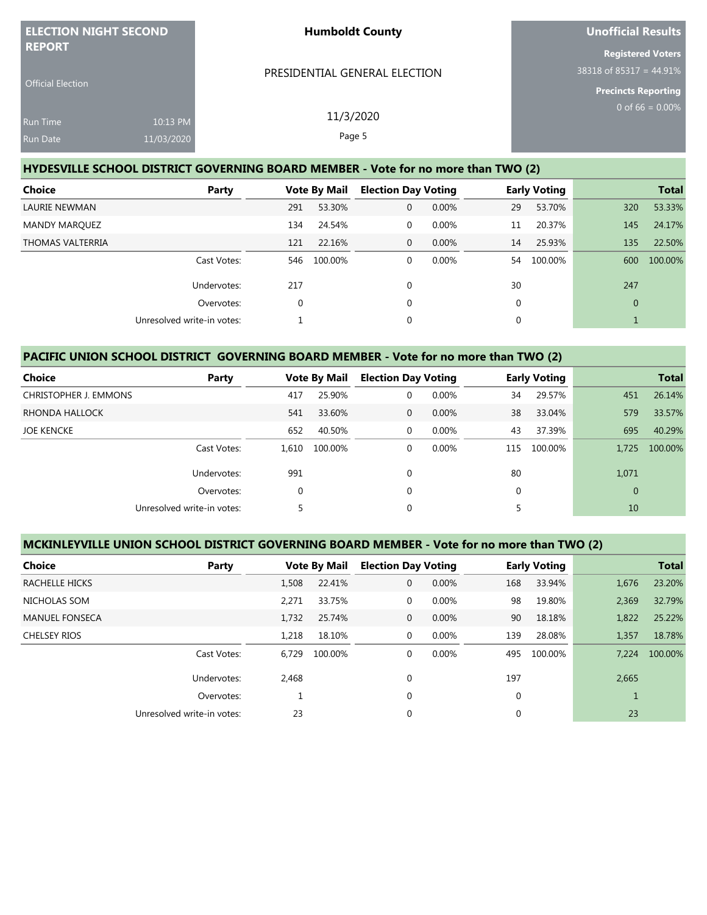ELECTION NIGHT SECOND REPORT

Official Election

Run Time 10:13 PM

Run Date 11/03/2020

Humboldt County

PRESIDENTIAL GENERAL ELECTION

11/3/2020

Unofficial Results

Registered Voters

38318 of 85317 = 44.91%

Precincts Reporting

0 of 66 = 0.00%

## HYDESVILLE SCHOOL DISTRICT GOVERNING BOARD MEMBER - Vote for no more than TWO (2)

| Choice | Party | Vote By Mail | | Election Day Voting | | Early Voting | | Total | |
|---|---|---|---|---|---|---|---|---|---|
| LAURIE NEWMAN | | 291 | 53.30% | 0 | 0.00% | 29 | 53.70% | 320 | 53.33% |
| MANDY MARQUEZ | | 134 | 24.54% | 0 | 0.00% | 11 | 20.37% | 145 | 24.17% |
| THOMAS VALTERRIA | | 121 | 22.16% | 0 | 0.00% | 14 | 25.93% | 135 | 22.50% |
| | Cast Votes: | 546 | 100.00% | 0 | 0.00% | 54 | 100.00% | 600 | 100.00% |
| | Undervotes: | 217 | | 0 | | 30 | | 247 | |
| | Overvotes: | 0 | | 0 | | 0 | | 0 | |
| | Unresolved write-in votes: | 1 | | 0 | | 0 | | 1 | |

## PACIFIC UNION SCHOOL DISTRICT GOVERNING BOARD MEMBER - Vote for no more than TWO (2)

| Choice | Party | Vote By Mail | | Election Day Voting | | Early Voting | | Total | |
|---|---|---|---|---|---|---|---|---|---|
| CHRISTOPHER J. EMMONS | | 417 | 25.90% | 0 | 0.00% | 34 | 29.57% | 451 | 26.14% |
| RHONDA HALLOCK | | 541 | 33.60% | 0 | 0.00% | 38 | 33.04% | 579 | 33.57% |
| JOE KENCKE | | 652 | 40.50% | 0 | 0.00% | 43 | 37.39% | 695 | 40.29% |
| | Cast Votes: | 1,610 | 100.00% | 0 | 0.00% | 115 | 100.00% | 1,725 | 100.00% |
| | Undervotes: | 991 | | 0 | | 80 | | 1,071 | |
| | Overvotes: | 0 | | 0 | | 0 | | 0 | |
| | Unresolved write-in votes: | 5 | | 0 | | 5 | | 10 | |

## MCKINLEYVILLE UNION SCHOOL DISTRICT GOVERNING BOARD MEMBER - Vote for no more than TWO (2)

| Choice | Party | Vote By Mail | | Election Day Voting | | Early Voting | | Total | |
|---|---|---|---|---|---|---|---|---|---|
| RACHELLE HICKS | | 1,508 | 22.41% | 0 | 0.00% | 168 | 33.94% | 1,676 | 23.20% |
| NICHOLAS SOM | | 2,271 | 33.75% | 0 | 0.00% | 98 | 19.80% | 2,369 | 32.79% |
| MANUEL FONSECA | | 1,732 | 25.74% | 0 | 0.00% | 90 | 18.18% | 1,822 | 25.22% |
| CHELSEY RIOS | | 1,218 | 18.10% | 0 | 0.00% | 139 | 28.08% | 1,357 | 18.78% |
| | Cast Votes: | 6,729 | 100.00% | 0 | 0.00% | 495 | 100.00% | 7,224 | 100.00% |
| | Undervotes: | 2,468 | | 0 | | 197 | | 2,665 | |
| | Overvotes: | 1 | | 0 | | 0 | | 1 | |
| | Unresolved write-in votes: | 23 | | 0 | | 0 | | 23 | |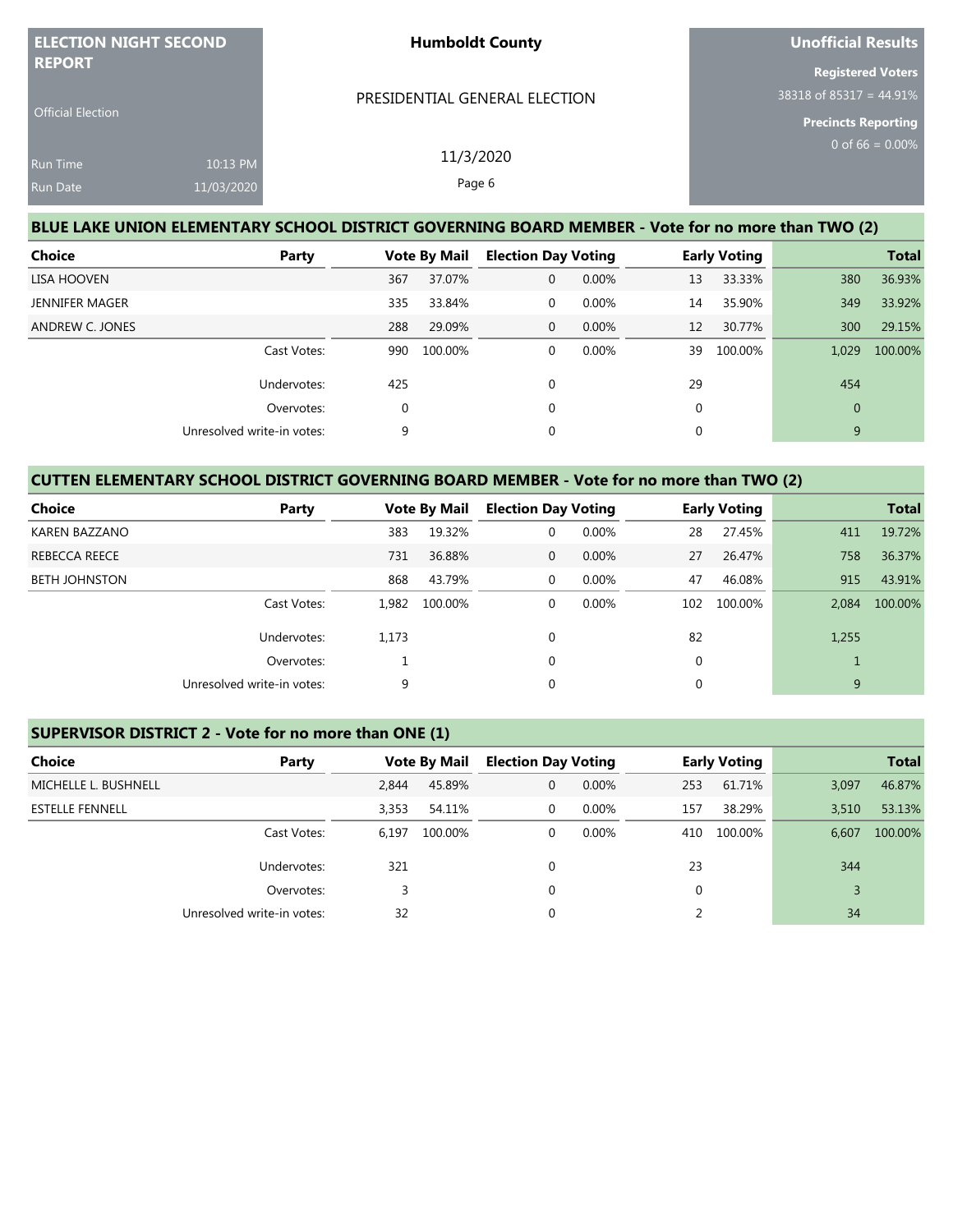**ELECTION NIGHT SECOND REPORT**

Official Election

Run Time 10:13 PM
Run Date 11/03/2020

**Humboldt County**

PRESIDENTIAL GENERAL ELECTION

11/3/2020

**Unofficial Results**

**Registered Voters**
38318 of 85317 = 44.91%

**Precincts Reporting**
0 of 66 = 0.00%

## BLUE LAKE UNION ELEMENTARY SCHOOL DISTRICT GOVERNING BOARD MEMBER - Vote for no more than TWO (2)

| Choice | Party | Vote By Mail | | Election Day Voting | | Early Voting | | Total | |
|---|---|---|---|---|---|---|---|---|---|
| LISA HOOVEN | | 367 | 37.07% | 0 | 0.00% | 13 | 33.33% | 380 | 36.93% |
| JENNIFER MAGER | | 335 | 33.84% | 0 | 0.00% | 14 | 35.90% | 349 | 33.92% |
| ANDREW C. JONES | | 288 | 29.09% | 0 | 0.00% | 12 | 30.77% | 300 | 29.15% |
| | Cast Votes: | 990 | 100.00% | 0 | 0.00% | 39 | 100.00% | 1,029 | 100.00% |
| | Undervotes: | 425 | | 0 | | 29 | | 454 | |
| | Overvotes: | 0 | | 0 | | 0 | | 0 | |
| | Unresolved write-in votes: | 9 | | 0 | | 0 | | 9 | |

## CUTTEN ELEMENTARY SCHOOL DISTRICT GOVERNING BOARD MEMBER - Vote for no more than TWO (2)

| Choice | Party | Vote By Mail | | Election Day Voting | | Early Voting | | Total | |
|---|---|---|---|---|---|---|---|---|---|
| KAREN BAZZANO | | 383 | 19.32% | 0 | 0.00% | 28 | 27.45% | 411 | 19.72% |
| REBECCA REECE | | 731 | 36.88% | 0 | 0.00% | 27 | 26.47% | 758 | 36.37% |
| BETH JOHNSTON | | 868 | 43.79% | 0 | 0.00% | 47 | 46.08% | 915 | 43.91% |
| | Cast Votes: | 1,982 | 100.00% | 0 | 0.00% | 102 | 100.00% | 2,084 | 100.00% |
| | Undervotes: | 1,173 | | 0 | | 82 | | 1,255 | |
| | Overvotes: | 1 | | 0 | | 0 | | 1 | |
| | Unresolved write-in votes: | 9 | | 0 | | 0 | | 9 | |

## SUPERVISOR DISTRICT 2 - Vote for no more than ONE (1)

| Choice | Party | Vote By Mail | | Election Day Voting | | Early Voting | | Total | |
|---|---|---|---|---|---|---|---|---|---|
| MICHELLE L. BUSHNELL | | 2,844 | 45.89% | 0 | 0.00% | 253 | 61.71% | 3,097 | 46.87% |
| ESTELLE FENNELL | | 3,353 | 54.11% | 0 | 0.00% | 157 | 38.29% | 3,510 | 53.13% |
| | Cast Votes: | 6,197 | 100.00% | 0 | 0.00% | 410 | 100.00% | 6,607 | 100.00% |
| | Undervotes: | 321 | | 0 | | 23 | | 344 | |
| | Overvotes: | 3 | | 0 | | 0 | | 3 | |
| | Unresolved write-in votes: | 32 | | 0 | | 2 | | 34 | |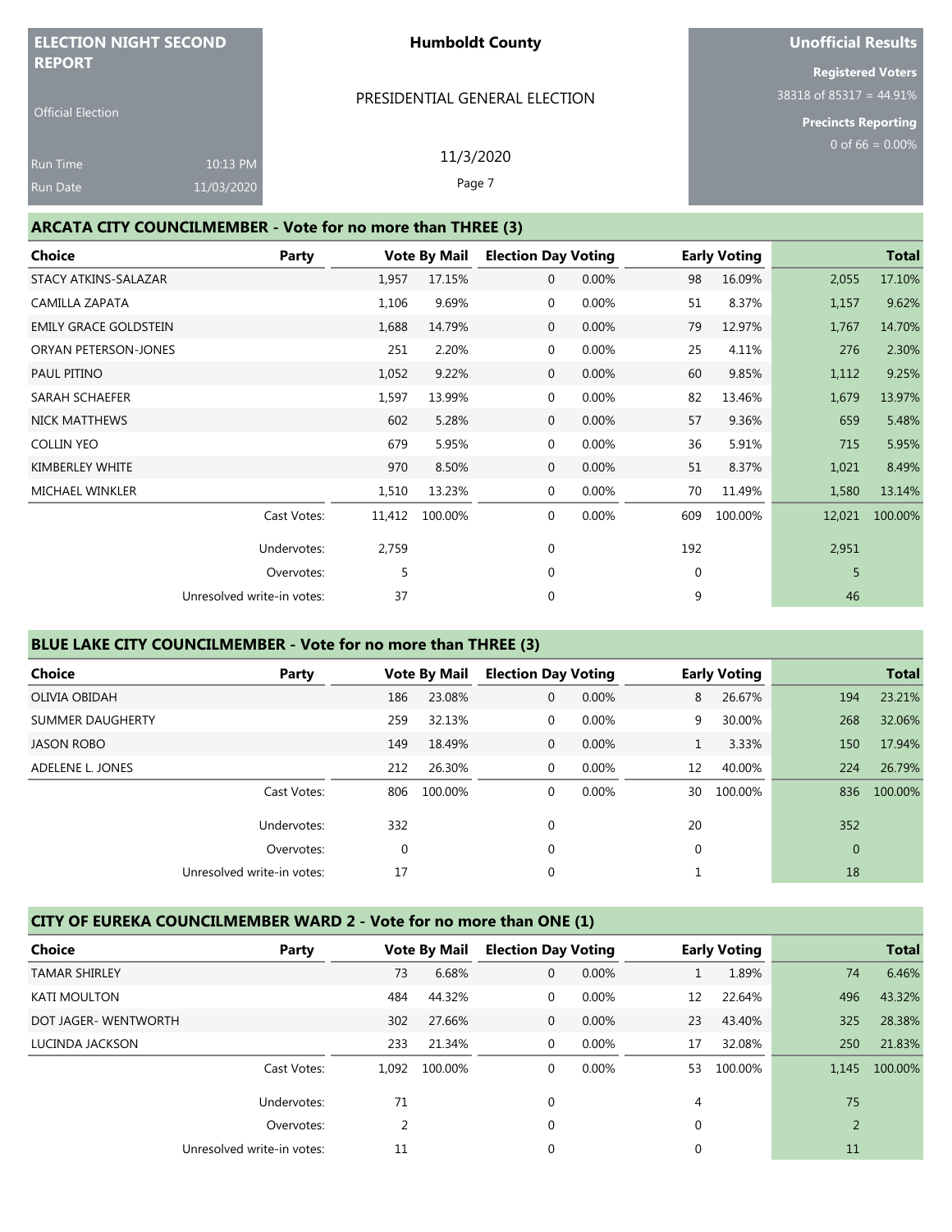ELECTION NIGHT SECOND REPORT

Official Election

Run Time 10:13 PM
Run Date 11/03/2020

**Humboldt County**

PRESIDENTIAL GENERAL ELECTION

11/3/2020

**Unofficial Results**

**Registered Voters**
38318 of 85317 = 44.91%

**Precincts Reporting**
0 of 66 = 0.00%

## ARCATA CITY COUNCILMEMBER - Vote for no more than THREE (3)

| Choice | Party | Vote By Mail | | Election Day Voting | | Early Voting | | Total | |
|---|---|---|---|---|---|---|---|---|---|
| STACY ATKINS-SALAZAR | | 1,957 | 17.15% | 0 | 0.00% | 98 | 16.09% | 2,055 | 17.10% |
| CAMILLA ZAPATA | | 1,106 | 9.69% | 0 | 0.00% | 51 | 8.37% | 1,157 | 9.62% |
| EMILY GRACE GOLDSTEIN | | 1,688 | 14.79% | 0 | 0.00% | 79 | 12.97% | 1,767 | 14.70% |
| ORYAN PETERSON-JONES | | 251 | 2.20% | 0 | 0.00% | 25 | 4.11% | 276 | 2.30% |
| PAUL PITINO | | 1,052 | 9.22% | 0 | 0.00% | 60 | 9.85% | 1,112 | 9.25% |
| SARAH SCHAEFER | | 1,597 | 13.99% | 0 | 0.00% | 82 | 13.46% | 1,679 | 13.97% |
| NICK MATTHEWS | | 602 | 5.28% | 0 | 0.00% | 57 | 9.36% | 659 | 5.48% |
| COLLIN YEO | | 679 | 5.95% | 0 | 0.00% | 36 | 5.91% | 715 | 5.95% |
| KIMBERLEY WHITE | | 970 | 8.50% | 0 | 0.00% | 51 | 8.37% | 1,021 | 8.49% |
| MICHAEL WINKLER | | 1,510 | 13.23% | 0 | 0.00% | 70 | 11.49% | 1,580 | 13.14% |
| | Cast Votes: | 11,412 | 100.00% | 0 | 0.00% | 609 | 100.00% | 12,021 | 100.00% |
| | Undervotes: | 2,759 | | 0 | | 192 | | 2,951 | |
| | Overvotes: | 5 | | 0 | | 0 | | 5 | |
| | Unresolved write-in votes: | 37 | | 0 | | 9 | | 46 | |

## BLUE LAKE CITY COUNCILMEMBER - Vote for no more than THREE (3)

| Choice | Party | Vote By Mail | | Election Day Voting | | Early Voting | | Total | |
|---|---|---|---|---|---|---|---|---|---|
| OLIVIA OBIDAH | | 186 | 23.08% | 0 | 0.00% | 8 | 26.67% | 194 | 23.21% |
| SUMMER DAUGHERTY | | 259 | 32.13% | 0 | 0.00% | 9 | 30.00% | 268 | 32.06% |
| JASON ROBO | | 149 | 18.49% | 0 | 0.00% | 1 | 3.33% | 150 | 17.94% |
| ADELENE L. JONES | | 212 | 26.30% | 0 | 0.00% | 12 | 40.00% | 224 | 26.79% |
| | Cast Votes: | 806 | 100.00% | 0 | 0.00% | 30 | 100.00% | 836 | 100.00% |
| | Undervotes: | 332 | | 0 | | 20 | | 352 | |
| | Overvotes: | 0 | | 0 | | 0 | | 0 | |
| | Unresolved write-in votes: | 17 | | 0 | | 1 | | 18 | |

## CITY OF EUREKA COUNCILMEMBER WARD 2 - Vote for no more than ONE (1)

| Choice | Party | Vote By Mail | | Election Day Voting | | Early Voting | | Total | |
|---|---|---|---|---|---|---|---|---|---|
| TAMAR SHIRLEY | | 73 | 6.68% | 0 | 0.00% | 1 | 1.89% | 74 | 6.46% |
| KATI MOULTON | | 484 | 44.32% | 0 | 0.00% | 12 | 22.64% | 496 | 43.32% |
| DOT JAGER- WENTWORTH | | 302 | 27.66% | 0 | 0.00% | 23 | 43.40% | 325 | 28.38% |
| LUCINDA JACKSON | | 233 | 21.34% | 0 | 0.00% | 17 | 32.08% | 250 | 21.83% |
| | Cast Votes: | 1,092 | 100.00% | 0 | 0.00% | 53 | 100.00% | 1,145 | 100.00% |
| | Undervotes: | 71 | | 0 | | 4 | | 75 | |
| | Overvotes: | 2 | | 0 | | 0 | | 2 | |
| | Unresolved write-in votes: | 11 | | 0 | | 0 | | 11 | |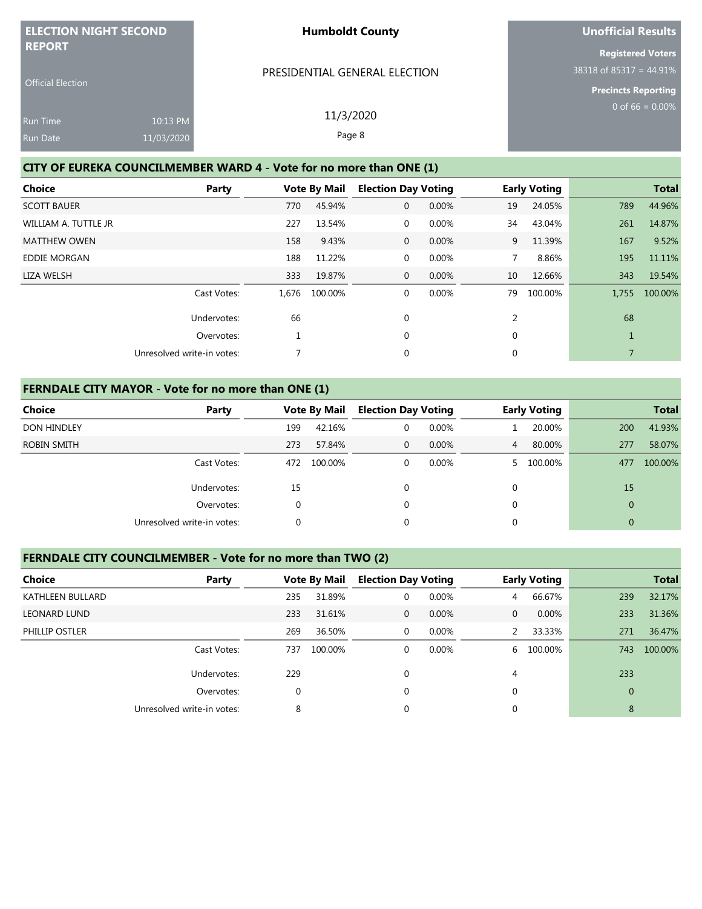## CITY OF EUREKA COUNCILMEMBER WARD 4 - Vote for no more than ONE (1)

| Choice | Party | Vote By Mail | | Election Day Voting | | Early Voting | | Total | |
|---|---|---|---|---|---|---|---|---|---|
| SCOTT BAUER | | 770 | 45.94% | 0 | 0.00% | 19 | 24.05% | 789 | 44.96% |
| WILLIAM A. TUTTLE JR | | 227 | 13.54% | 0 | 0.00% | 34 | 43.04% | 261 | 14.87% |
| MATTHEW OWEN | | 158 | 9.43% | 0 | 0.00% | 9 | 11.39% | 167 | 9.52% |
| EDDIE MORGAN | | 188 | 11.22% | 0 | 0.00% | 7 | 8.86% | 195 | 11.11% |
| LIZA WELSH | | 333 | 19.87% | 0 | 0.00% | 10 | 12.66% | 343 | 19.54% |
| | Cast Votes: | 1,676 | 100.00% | 0 | 0.00% | 79 | 100.00% | 1,755 | 100.00% |
| | Undervotes: | 66 | | 0 | | 2 | | 68 | |
| | Overvotes: | 1 | | 0 | | 0 | | 1 | |
| | Unresolved write-in votes: | 7 | | 0 | | 0 | | 7 | |

## FERNDALE CITY MAYOR - Vote for no more than ONE (1)

| Choice | Party | Vote By Mail | | Election Day Voting | | Early Voting | | Total | |
|---|---|---|---|---|---|---|---|---|---|
| DON HINDLEY | | 199 | 42.16% | 0 | 0.00% | 1 | 20.00% | 200 | 41.93% |
| ROBIN SMITH | | 273 | 57.84% | 0 | 0.00% | 4 | 80.00% | 277 | 58.07% |
| | Cast Votes: | 472 | 100.00% | 0 | 0.00% | 5 | 100.00% | 477 | 100.00% |
| | Undervotes: | 15 | | 0 | | 0 | | 15 | |
| | Overvotes: | 0 | | 0 | | 0 | | 0 | |
| | Unresolved write-in votes: | 0 | | 0 | | 0 | | 0 | |

## FERNDALE CITY COUNCILMEMBER - Vote for no more than TWO (2)

| Choice | Party | Vote By Mail | | Election Day Voting | | Early Voting | | Total | |
|---|---|---|---|---|---|---|---|---|---|
| KATHLEEN BULLARD | | 235 | 31.89% | 0 | 0.00% | 4 | 66.67% | 239 | 32.17% |
| LEONARD LUND | | 233 | 31.61% | 0 | 0.00% | 0 | 0.00% | 233 | 31.36% |
| PHILLIP OSTLER | | 269 | 36.50% | 0 | 0.00% | 2 | 33.33% | 271 | 36.47% |
| | Cast Votes: | 737 | 100.00% | 0 | 0.00% | 6 | 100.00% | 743 | 100.00% |
| | Undervotes: | 229 | | 0 | | 4 | | 233 | |
| | Overvotes: | 0 | | 0 | | 0 | | 0 | |
| | Unresolved write-in votes: | 8 | | 0 | | 0 | | 8 | |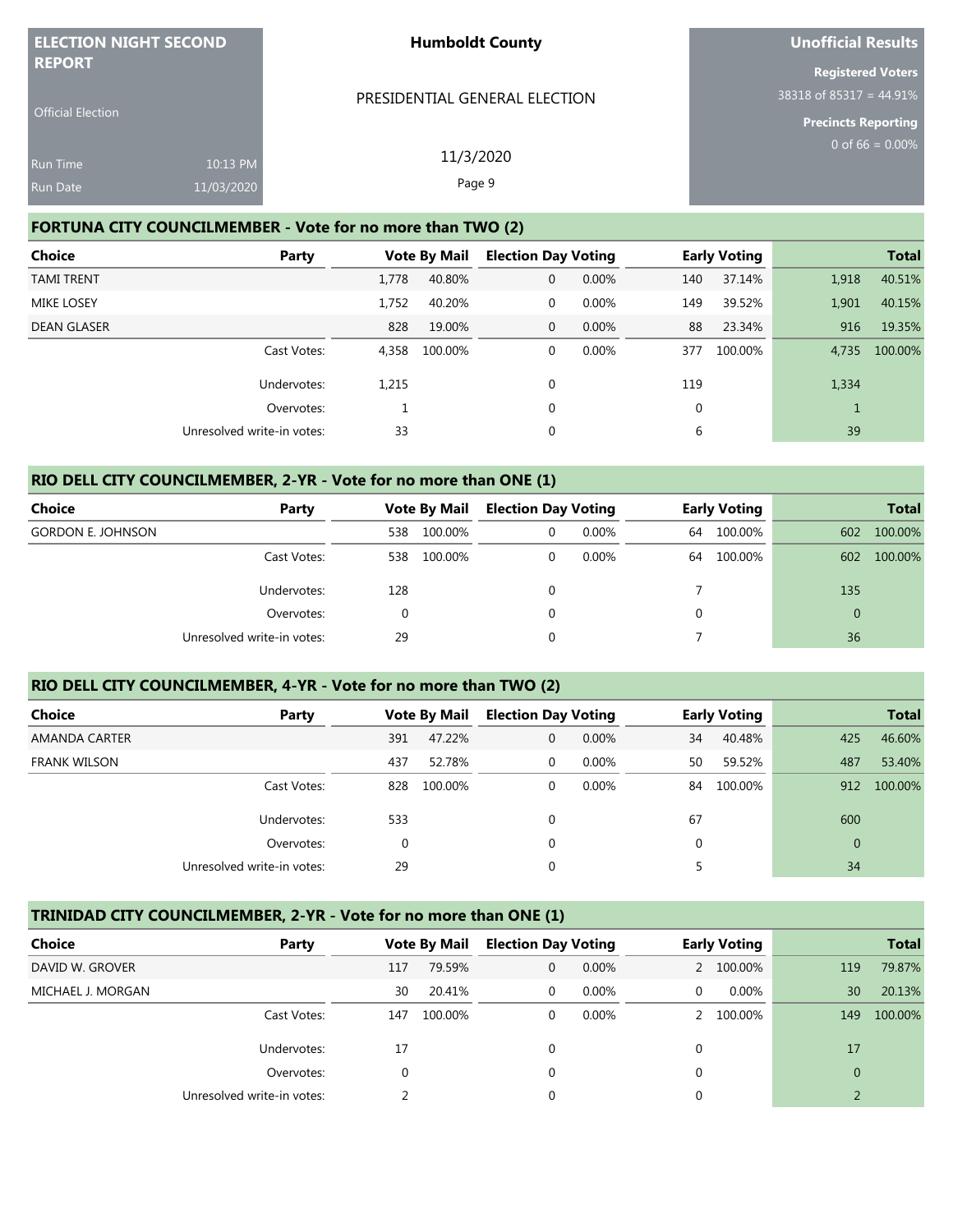ELECTION NIGHT SECOND REPORT

Official Election

Run Time 10:13 PM
Run Date 11/03/2020

**Humboldt County**

PRESIDENTIAL GENERAL ELECTION

11/3/2020

**Unofficial Results**

**Registered Voters**
38318 of 85317 = 44.91%

**Precincts Reporting**
0 of 66 = 0.00%

## FORTUNA CITY COUNCILMEMBER - Vote for no more than TWO (2)

| Choice | Party | Vote By Mail | | Election Day Voting | | Early Voting | | Total | |
|---|---|---|---|---|---|---|---|---|---|
| TAMI TRENT | | 1,778 | 40.80% | 0 | 0.00% | 140 | 37.14% | 1,918 | 40.51% |
| MIKE LOSEY | | 1,752 | 40.20% | 0 | 0.00% | 149 | 39.52% | 1,901 | 40.15% |
| DEAN GLASER | | 828 | 19.00% | 0 | 0.00% | 88 | 23.34% | 916 | 19.35% |
| | Cast Votes: | 4,358 | 100.00% | 0 | 0.00% | 377 | 100.00% | 4,735 | 100.00% |
| | Undervotes: | 1,215 | | 0 | | 119 | | 1,334 | |
| | Overvotes: | 1 | | 0 | | 0 | | 1 | |
| | Unresolved write-in votes: | 33 | | 0 | | 6 | | 39 | |

## RIO DELL CITY COUNCILMEMBER, 2-YR - Vote for no more than ONE (1)

| Choice | Party | Vote By Mail | | Election Day Voting | | Early Voting | | Total | |
|---|---|---|---|---|---|---|---|---|---|
| GORDON E. JOHNSON | | 538 | 100.00% | 0 | 0.00% | 64 | 100.00% | 602 | 100.00% |
| | Cast Votes: | 538 | 100.00% | 0 | 0.00% | 64 | 100.00% | 602 | 100.00% |
| | Undervotes: | 128 | | 0 | | 7 | | 135 | |
| | Overvotes: | 0 | | 0 | | 0 | | 0 | |
| | Unresolved write-in votes: | 29 | | 0 | | 7 | | 36 | |

## RIO DELL CITY COUNCILMEMBER, 4-YR - Vote for no more than TWO (2)

| Choice | Party | Vote By Mail | | Election Day Voting | | Early Voting | | Total | |
|---|---|---|---|---|---|---|---|---|---|
| AMANDA CARTER | | 391 | 47.22% | 0 | 0.00% | 34 | 40.48% | 425 | 46.60% |
| FRANK WILSON | | 437 | 52.78% | 0 | 0.00% | 50 | 59.52% | 487 | 53.40% |
| | Cast Votes: | 828 | 100.00% | 0 | 0.00% | 84 | 100.00% | 912 | 100.00% |
| | Undervotes: | 533 | | 0 | | 67 | | 600 | |
| | Overvotes: | 0 | | 0 | | 0 | | 0 | |
| | Unresolved write-in votes: | 29 | | 0 | | 5 | | 34 | |

## TRINIDAD CITY COUNCILMEMBER, 2-YR - Vote for no more than ONE (1)

| Choice | Party | Vote By Mail | | Election Day Voting | | Early Voting | | Total | |
|---|---|---|---|---|---|---|---|---|---|
| DAVID W. GROVER | | 117 | 79.59% | 0 | 0.00% | 2 | 100.00% | 119 | 79.87% |
| MICHAEL J. MORGAN | | 30 | 20.41% | 0 | 0.00% | 0 | 0.00% | 30 | 20.13% |
| | Cast Votes: | 147 | 100.00% | 0 | 0.00% | 2 | 100.00% | 149 | 100.00% |
| | Undervotes: | 17 | | 0 | | 0 | | 17 | |
| | Overvotes: | 0 | | 0 | | 0 | | 0 | |
| | Unresolved write-in votes: | 2 | | 0 | | 0 | | 2 | |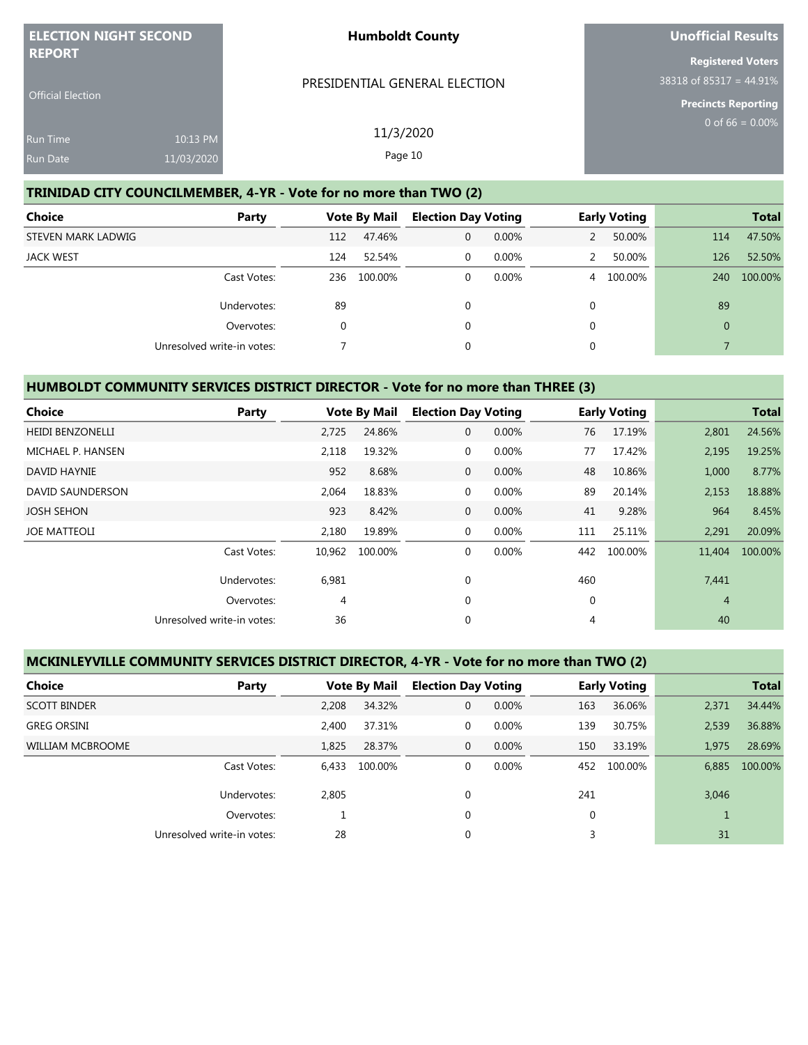**ELECTION NIGHT SECOND REPORT**

Official Election

Run Time 10:13 PM
Run Date 11/03/2020

**Humboldt County**

PRESIDENTIAL GENERAL ELECTION

11/3/2020

**Unofficial Results**

**Registered Voters**
38318 of 85317 = 44.91%

**Precincts Reporting**
0 of 66 = 0.00%

## TRINIDAD CITY COUNCILMEMBER, 4-YR - Vote for no more than TWO (2)

| Choice | Party | Vote By Mail | | Election Day Voting | | Early Voting | | Total | |
|---|---|---|---|---|---|---|---|---|---|
| STEVEN MARK LADWIG | | 112 | 47.46% | 0 | 0.00% | 2 | 50.00% | 114 | 47.50% |
| JACK WEST | | 124 | 52.54% | 0 | 0.00% | 2 | 50.00% | 126 | 52.50% |
| | Cast Votes: | 236 | 100.00% | 0 | 0.00% | 4 | 100.00% | 240 | 100.00% |
| | Undervotes: | 89 | | 0 | | 0 | | 89 | |
| | Overvotes: | 0 | | 0 | | 0 | | 0 | |
| | Unresolved write-in votes: | 7 | | 0 | | 0 | | 7 | |

## HUMBOLDT COMMUNITY SERVICES DISTRICT DIRECTOR - Vote for no more than THREE (3)

| Choice | Party | Vote By Mail | | Election Day Voting | | Early Voting | | Total | |
|---|---|---|---|---|---|---|---|---|---|
| HEIDI BENZONELLI | | 2,725 | 24.86% | 0 | 0.00% | 76 | 17.19% | 2,801 | 24.56% |
| MICHAEL P. HANSEN | | 2,118 | 19.32% | 0 | 0.00% | 77 | 17.42% | 2,195 | 19.25% |
| DAVID HAYNIE | | 952 | 8.68% | 0 | 0.00% | 48 | 10.86% | 1,000 | 8.77% |
| DAVID SAUNDERSON | | 2,064 | 18.83% | 0 | 0.00% | 89 | 20.14% | 2,153 | 18.88% |
| JOSH SEHON | | 923 | 8.42% | 0 | 0.00% | 41 | 9.28% | 964 | 8.45% |
| JOE MATTEOLI | | 2,180 | 19.89% | 0 | 0.00% | 111 | 25.11% | 2,291 | 20.09% |
| | Cast Votes: | 10,962 | 100.00% | 0 | 0.00% | 442 | 100.00% | 11,404 | 100.00% |
| | Undervotes: | 6,981 | | 0 | | 460 | | 7,441 | |
| | Overvotes: | 4 | | 0 | | 0 | | 4 | |
| | Unresolved write-in votes: | 36 | | 0 | | 4 | | 40 | |

## MCKINLEYVILLE COMMUNITY SERVICES DISTRICT DIRECTOR, 4-YR - Vote for no more than TWO (2)

| Choice | Party | Vote By Mail | | Election Day Voting | | Early Voting | | Total | |
|---|---|---|---|---|---|---|---|---|---|
| SCOTT BINDER | | 2,208 | 34.32% | 0 | 0.00% | 163 | 36.06% | 2,371 | 34.44% |
| GREG ORSINI | | 2,400 | 37.31% | 0 | 0.00% | 139 | 30.75% | 2,539 | 36.88% |
| WILLIAM MCBROOME | | 1,825 | 28.37% | 0 | 0.00% | 150 | 33.19% | 1,975 | 28.69% |
| | Cast Votes: | 6,433 | 100.00% | 0 | 0.00% | 452 | 100.00% | 6,885 | 100.00% |
| | Undervotes: | 2,805 | | 0 | | 241 | | 3,046 | |
| | Overvotes: | 1 | | 0 | | 0 | | 1 | |
| | Unresolved write-in votes: | 28 | | 0 | | 3 | | 31 | |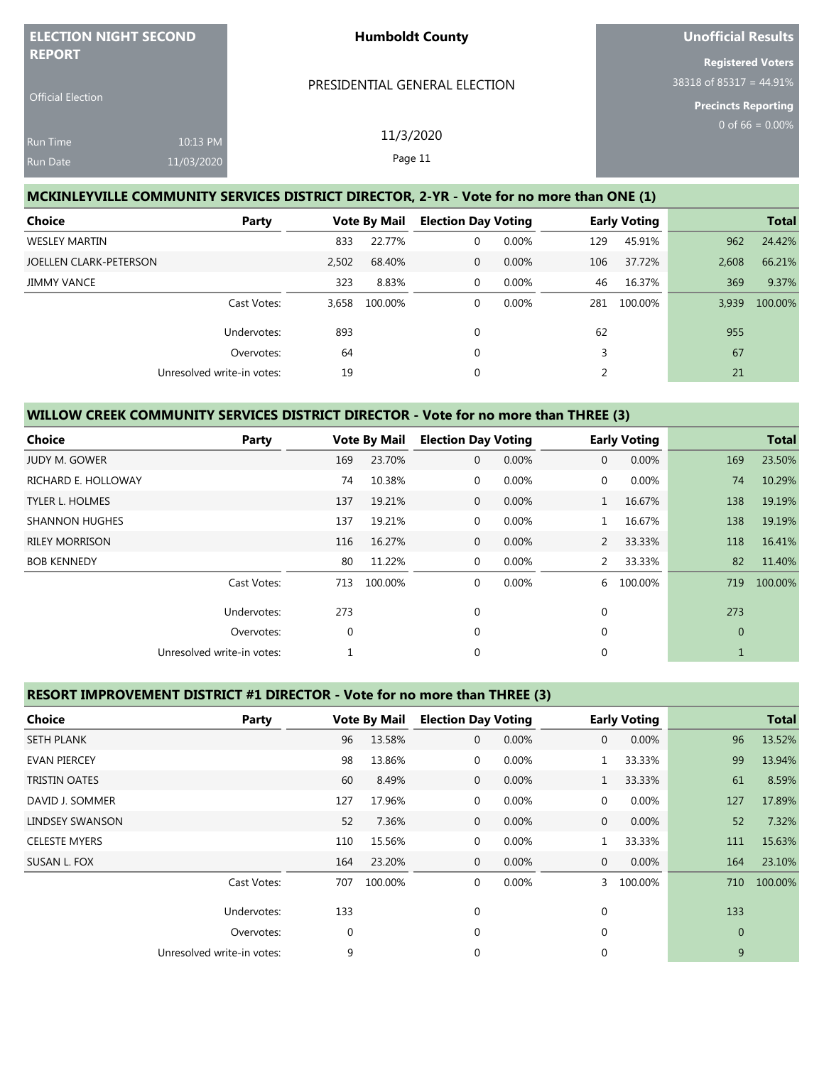## MCKINLEYVILLE COMMUNITY SERVICES DISTRICT DIRECTOR, 2-YR - Vote for no more than ONE (1)

| Choice | Party | Vote By Mail | | Election Day Voting | | Early Voting | | Total | |
|---|---|---|---|---|---|---|---|---|---|
| WESLEY MARTIN | | 833 | 22.77% | 0 | 0.00% | 129 | 45.91% | 962 | 24.42% |
| JOELLEN CLARK-PETERSON | | 2,502 | 68.40% | 0 | 0.00% | 106 | 37.72% | 2,608 | 66.21% |
| JIMMY VANCE | | 323 | 8.83% | 0 | 0.00% | 46 | 16.37% | 369 | 9.37% |
| | Cast Votes: | 3,658 | 100.00% | 0 | 0.00% | 281 | 100.00% | 3,939 | 100.00% |
| | Undervotes: | 893 | | 0 | | 62 | | 955 | |
| | Overvotes: | 64 | | 0 | | 3 | | 67 | |
| | Unresolved write-in votes: | 19 | | 0 | | 2 | | 21 | |

## WILLOW CREEK COMMUNITY SERVICES DISTRICT DIRECTOR - Vote for no more than THREE (3)

| Choice | Party | Vote By Mail | | Election Day Voting | | Early Voting | | Total | |
|---|---|---|---|---|---|---|---|---|---|
| JUDY M. GOWER | | 169 | 23.70% | 0 | 0.00% | 0 | 0.00% | 169 | 23.50% |
| RICHARD E. HOLLOWAY | | 74 | 10.38% | 0 | 0.00% | 0 | 0.00% | 74 | 10.29% |
| TYLER L. HOLMES | | 137 | 19.21% | 0 | 0.00% | 1 | 16.67% | 138 | 19.19% |
| SHANNON HUGHES | | 137 | 19.21% | 0 | 0.00% | 1 | 16.67% | 138 | 19.19% |
| RILEY MORRISON | | 116 | 16.27% | 0 | 0.00% | 2 | 33.33% | 118 | 16.41% |
| BOB KENNEDY | | 80 | 11.22% | 0 | 0.00% | 2 | 33.33% | 82 | 11.40% |
| | Cast Votes: | 713 | 100.00% | 0 | 0.00% | 6 | 100.00% | 719 | 100.00% |
| | Undervotes: | 273 | | 0 | | 0 | | 273 | |
| | Overvotes: | 0 | | 0 | | 0 | | 0 | |
| | Unresolved write-in votes: | 1 | | 0 | | 0 | | 1 | |

## RESORT IMPROVEMENT DISTRICT #1 DIRECTOR - Vote for no more than THREE (3)

| Choice | Party | Vote By Mail | | Election Day Voting | | Early Voting | | Total | |
|---|---|---|---|---|---|---|---|---|---|
| SETH PLANK | | 96 | 13.58% | 0 | 0.00% | 0 | 0.00% | 96 | 13.52% |
| EVAN PIERCEY | | 98 | 13.86% | 0 | 0.00% | 1 | 33.33% | 99 | 13.94% |
| TRISTIN OATES | | 60 | 8.49% | 0 | 0.00% | 1 | 33.33% | 61 | 8.59% |
| DAVID J. SOMMER | | 127 | 17.96% | 0 | 0.00% | 0 | 0.00% | 127 | 17.89% |
| LINDSEY SWANSON | | 52 | 7.36% | 0 | 0.00% | 0 | 0.00% | 52 | 7.32% |
| CELESTE MYERS | | 110 | 15.56% | 0 | 0.00% | 1 | 33.33% | 111 | 15.63% |
| SUSAN L. FOX | | 164 | 23.20% | 0 | 0.00% | 0 | 0.00% | 164 | 23.10% |
| | Cast Votes: | 707 | 100.00% | 0 | 0.00% | 3 | 100.00% | 710 | 100.00% |
| | Undervotes: | 133 | | 0 | | 0 | | 133 | |
| | Overvotes: | 0 | | 0 | | 0 | | 0 | |
| | Unresolved write-in votes: | 9 | | 0 | | 0 | | 9 | |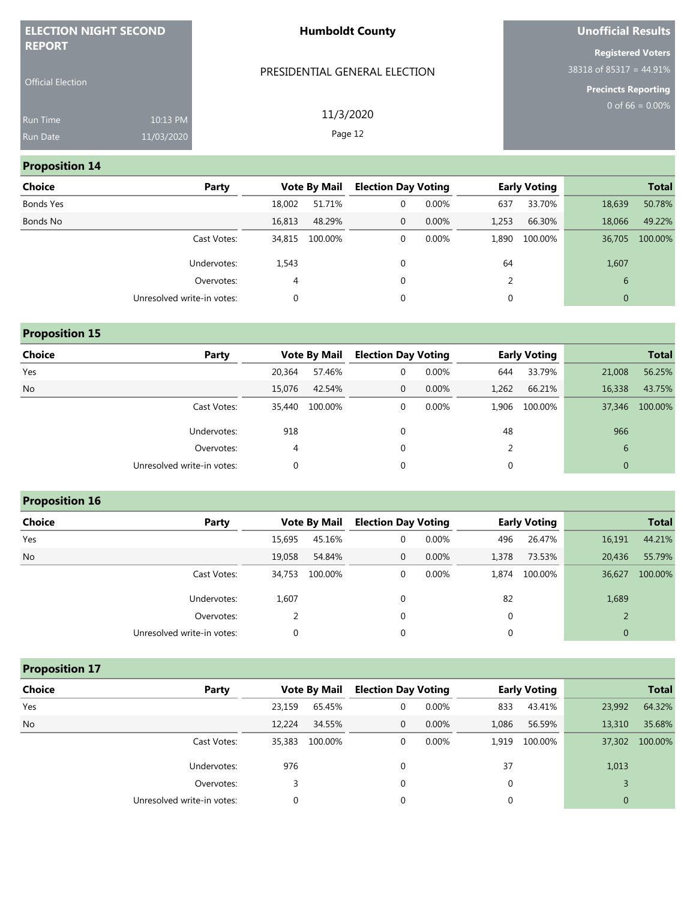| ELECTION NIGHT SECOND REPORT | Humboldt County | Unofficial Results |
|---|---|---|
| Official Election | PRESIDENTIAL GENERAL ELECTION | Registered Voters |
| | | 38318 of 85317 = 44.91% |
| Run Time 10:13 PM | 11/3/2020 | Precincts Reporting |
| Run Date 11/03/2020 | Page 12 | 0 of 66 = 0.00% |

## Proposition 14

| Choice | Party | Vote By Mail | | Election Day Voting | | Early Voting | | Total | |
|---|---|---|---|---|---|---|---|---|---|
| Bonds Yes | | 18,002 | 51.71% | 0 | 0.00% | 637 | 33.70% | 18,639 | 50.78% |
| Bonds No | | 16,813 | 48.29% | 0 | 0.00% | 1,253 | 66.30% | 18,066 | 49.22% |
| | Cast Votes: | 34,815 | 100.00% | 0 | 0.00% | 1,890 | 100.00% | 36,705 | 100.00% |
| | Undervotes: | 1,543 | | 0 | | 64 | | 1,607 | |
| | Overvotes: | 4 | | 0 | | 2 | | 6 | |
| | Unresolved write-in votes: | 0 | | 0 | | 0 | | 0 | |

## Proposition 15

| Choice | Party | Vote By Mail | | Election Day Voting | | Early Voting | | Total | |
|---|---|---|---|---|---|---|---|---|---|
| Yes | | 20,364 | 57.46% | 0 | 0.00% | 644 | 33.79% | 21,008 | 56.25% |
| No | | 15,076 | 42.54% | 0 | 0.00% | 1,262 | 66.21% | 16,338 | 43.75% |
| | Cast Votes: | 35,440 | 100.00% | 0 | 0.00% | 1,906 | 100.00% | 37,346 | 100.00% |
| | Undervotes: | 918 | | 0 | | 48 | | 966 | |
| | Overvotes: | 4 | | 0 | | 2 | | 6 | |
| | Unresolved write-in votes: | 0 | | 0 | | 0 | | 0 | |

## Proposition 16

| Choice | Party | Vote By Mail | | Election Day Voting | | Early Voting | | Total | |
|---|---|---|---|---|---|---|---|---|---|
| Yes | | 15,695 | 45.16% | 0 | 0.00% | 496 | 26.47% | 16,191 | 44.21% |
| No | | 19,058 | 54.84% | 0 | 0.00% | 1,378 | 73.53% | 20,436 | 55.79% |
| | Cast Votes: | 34,753 | 100.00% | 0 | 0.00% | 1,874 | 100.00% | 36,627 | 100.00% |
| | Undervotes: | 1,607 | | 0 | | 82 | | 1,689 | |
| | Overvotes: | 2 | | 0 | | 0 | | 2 | |
| | Unresolved write-in votes: | 0 | | 0 | | 0 | | 0 | |

## Proposition 17

| Choice | Party | Vote By Mail | | Election Day Voting | | Early Voting | | Total | |
|---|---|---|---|---|---|---|---|---|---|
| Yes | | 23,159 | 65.45% | 0 | 0.00% | 833 | 43.41% | 23,992 | 64.32% |
| No | | 12,224 | 34.55% | 0 | 0.00% | 1,086 | 56.59% | 13,310 | 35.68% |
| | Cast Votes: | 35,383 | 100.00% | 0 | 0.00% | 1,919 | 100.00% | 37,302 | 100.00% |
| | Undervotes: | 976 | | 0 | | 37 | | 1,013 | |
| | Overvotes: | 3 | | 0 | | 0 | | 3 | |
| | Unresolved write-in votes: | 0 | | 0 | | 0 | | 0 | |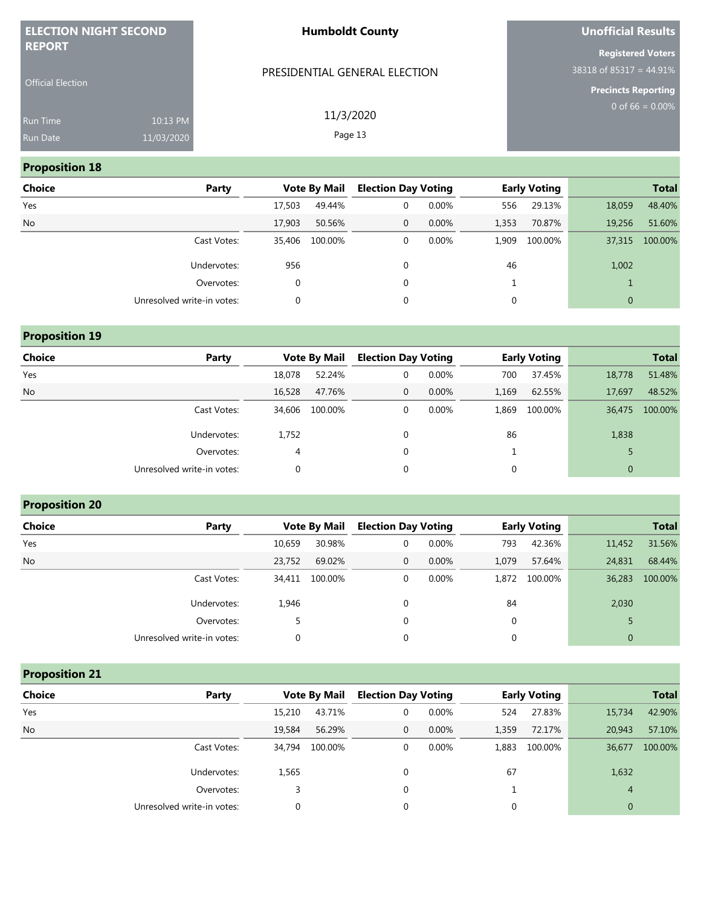| ELECTION NIGHT SECOND REPORT | | Humboldt County | Unofficial Results |
|---|---|---|---|
| Official Election | | PRESIDENTIAL GENERAL ELECTION | Registered Voters |
| | | | 38318 of 85317 = 44.91% |
| Run Time | 10:13 PM | 11/3/2020 | Precincts Reporting |
| Run Date | 11/03/2020 | | 0 of 66 = 0.00% |

## Proposition 18

| Choice | Party | Vote By Mail | | Election Day Voting | | Early Voting | | Total | |
|---|---|---|---|---|---|---|---|---|---|
| Yes | | 17,503 | 49.44% | 0 | 0.00% | 556 | 29.13% | 18,059 | 48.40% |
| No | | 17,903 | 50.56% | 0 | 0.00% | 1,353 | 70.87% | 19,256 | 51.60% |
| | Cast Votes: | 35,406 | 100.00% | 0 | 0.00% | 1,909 | 100.00% | 37,315 | 100.00% |
| | Undervotes: | 956 | | 0 | | 46 | | 1,002 | |
| | Overvotes: | 0 | | 0 | | 1 | | 1 | |
| | Unresolved write-in votes: | 0 | | 0 | | 0 | | 0 | |

## Proposition 19

| Choice | Party | Vote By Mail | | Election Day Voting | | Early Voting | | Total | |
|---|---|---|---|---|---|---|---|---|---|
| Yes | | 18,078 | 52.24% | 0 | 0.00% | 700 | 37.45% | 18,778 | 51.48% |
| No | | 16,528 | 47.76% | 0 | 0.00% | 1,169 | 62.55% | 17,697 | 48.52% |
| | Cast Votes: | 34,606 | 100.00% | 0 | 0.00% | 1,869 | 100.00% | 36,475 | 100.00% |
| | Undervotes: | 1,752 | | 0 | | 86 | | 1,838 | |
| | Overvotes: | 4 | | 0 | | 1 | | 5 | |
| | Unresolved write-in votes: | 0 | | 0 | | 0 | | 0 | |

## Proposition 20

| Choice | Party | Vote By Mail | | Election Day Voting | | Early Voting | | Total | |
|---|---|---|---|---|---|---|---|---|---|
| Yes | | 10,659 | 30.98% | 0 | 0.00% | 793 | 42.36% | 11,452 | 31.56% |
| No | | 23,752 | 69.02% | 0 | 0.00% | 1,079 | 57.64% | 24,831 | 68.44% |
| | Cast Votes: | 34,411 | 100.00% | 0 | 0.00% | 1,872 | 100.00% | 36,283 | 100.00% |
| | Undervotes: | 1,946 | | 0 | | 84 | | 2,030 | |
| | Overvotes: | 5 | | 0 | | 0 | | 5 | |
| | Unresolved write-in votes: | 0 | | 0 | | 0 | | 0 | |

## Proposition 21

| Choice | Party | Vote By Mail | | Election Day Voting | | Early Voting | | Total | |
|---|---|---|---|---|---|---|---|---|---|
| Yes | | 15,210 | 43.71% | 0 | 0.00% | 524 | 27.83% | 15,734 | 42.90% |
| No | | 19,584 | 56.29% | 0 | 0.00% | 1,359 | 72.17% | 20,943 | 57.10% |
| | Cast Votes: | 34,794 | 100.00% | 0 | 0.00% | 1,883 | 100.00% | 36,677 | 100.00% |
| | Undervotes: | 1,565 | | 0 | | 67 | | 1,632 | |
| | Overvotes: | 3 | | 0 | | 1 | | 4 | |
| | Unresolved write-in votes: | 0 | | 0 | | 0 | | 0 | |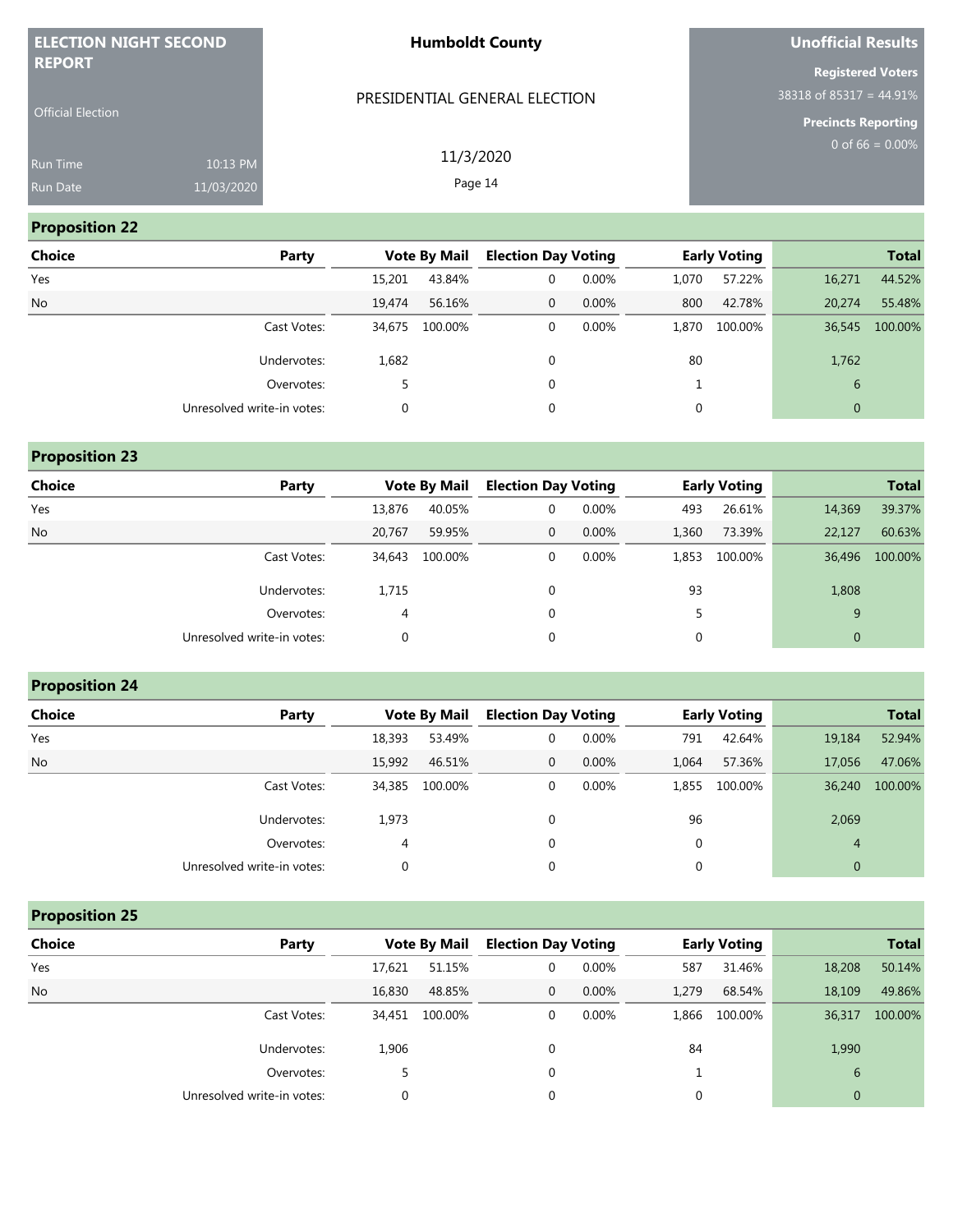**ELECTION NIGHT SECOND REPORT**

Official Election

Run Time 10:13 PM

Run Date 11/03/2020

**Humboldt County**

PRESIDENTIAL GENERAL ELECTION

11/3/2020

**Unofficial Results**

**Registered Voters**

38318 of 85317 = 44.91%

**Precincts Reporting**

0 of 66 = 0.00%

## Proposition 22

| Choice | Party | Vote By Mail | | Election Day Voting | | Early Voting | | Total | |
|---|---|---|---|---|---|---|---|---|---|
| Yes | | 15,201 | 43.84% | 0 | 0.00% | 1,070 | 57.22% | 16,271 | 44.52% |
| No | | 19,474 | 56.16% | 0 | 0.00% | 800 | 42.78% | 20,274 | 55.48% |
| | Cast Votes: | 34,675 | 100.00% | 0 | 0.00% | 1,870 | 100.00% | 36,545 | 100.00% |
| | Undervotes: | 1,682 | | 0 | | 80 | | 1,762 | |
| | Overvotes: | 5 | | 0 | | 1 | | 6 | |
| | Unresolved write-in votes: | 0 | | 0 | | 0 | | 0 | |

## Proposition 23

| Choice | Party | Vote By Mail | | Election Day Voting | | Early Voting | | Total | |
|---|---|---|---|---|---|---|---|---|---|
| Yes | | 13,876 | 40.05% | 0 | 0.00% | 493 | 26.61% | 14,369 | 39.37% |
| No | | 20,767 | 59.95% | 0 | 0.00% | 1,360 | 73.39% | 22,127 | 60.63% |
| | Cast Votes: | 34,643 | 100.00% | 0 | 0.00% | 1,853 | 100.00% | 36,496 | 100.00% |
| | Undervotes: | 1,715 | | 0 | | 93 | | 1,808 | |
| | Overvotes: | 4 | | 0 | | 5 | | 9 | |
| | Unresolved write-in votes: | 0 | | 0 | | 0 | | 0 | |

## Proposition 24

| Choice | Party | Vote By Mail | | Election Day Voting | | Early Voting | | Total | |
|---|---|---|---|---|---|---|---|---|---|
| Yes | | 18,393 | 53.49% | 0 | 0.00% | 791 | 42.64% | 19,184 | 52.94% |
| No | | 15,992 | 46.51% | 0 | 0.00% | 1,064 | 57.36% | 17,056 | 47.06% |
| | Cast Votes: | 34,385 | 100.00% | 0 | 0.00% | 1,855 | 100.00% | 36,240 | 100.00% |
| | Undervotes: | 1,973 | | 0 | | 96 | | 2,069 | |
| | Overvotes: | 4 | | 0 | | 0 | | 4 | |
| | Unresolved write-in votes: | 0 | | 0 | | 0 | | 0 | |

## Proposition 25

| Choice | Party | Vote By Mail | | Election Day Voting | | Early Voting | | Total | |
|---|---|---|---|---|---|---|---|---|---|
| Yes | | 17,621 | 51.15% | 0 | 0.00% | 587 | 31.46% | 18,208 | 50.14% |
| No | | 16,830 | 48.85% | 0 | 0.00% | 1,279 | 68.54% | 18,109 | 49.86% |
| | Cast Votes: | 34,451 | 100.00% | 0 | 0.00% | 1,866 | 100.00% | 36,317 | 100.00% |
| | Undervotes: | 1,906 | | 0 | | 84 | | 1,990 | |
| | Overvotes: | 5 | | 0 | | 1 | | 6 | |
| | Unresolved write-in votes: | 0 | | 0 | | 0 | | 0 | |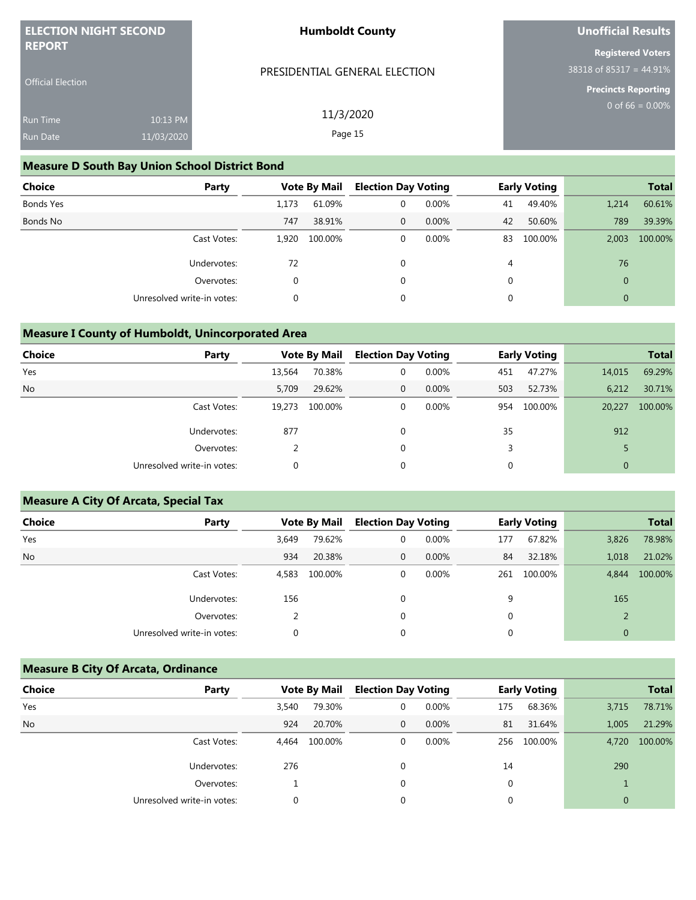**ELECTION NIGHT SECOND REPORT**

Official Election

Run Time 10:13 PM
Run Date 11/03/2020

**Humboldt County**

PRESIDENTIAL GENERAL ELECTION

11/3/2020

**Unofficial Results**

**Registered Voters**
38318 of 85317 = 44.91%

**Precincts Reporting**
0 of 66 = 0.00%

## Measure D South Bay Union School District Bond

| Choice | Party | Vote By Mail | | Election Day Voting | | Early Voting | | Total | |
|---|---|---|---|---|---|---|---|---|---|
| Bonds Yes | | 1,173 | 61.09% | 0 | 0.00% | 41 | 49.40% | 1,214 | 60.61% |
| Bonds No | | 747 | 38.91% | 0 | 0.00% | 42 | 50.60% | 789 | 39.39% |
| | Cast Votes: | 1,920 | 100.00% | 0 | 0.00% | 83 | 100.00% | 2,003 | 100.00% |
| | Undervotes: | 72 | | 0 | | 4 | | 76 | |
| | Overvotes: | 0 | | 0 | | 0 | | 0 | |
| | Unresolved write-in votes: | 0 | | 0 | | 0 | | 0 | |

## Measure I County of Humboldt, Unincorporated Area

| Choice | Party | Vote By Mail | | Election Day Voting | | Early Voting | | Total | |
|---|---|---|---|---|---|---|---|---|---|
| Yes | | 13,564 | 70.38% | 0 | 0.00% | 451 | 47.27% | 14,015 | 69.29% |
| No | | 5,709 | 29.62% | 0 | 0.00% | 503 | 52.73% | 6,212 | 30.71% |
| | Cast Votes: | 19,273 | 100.00% | 0 | 0.00% | 954 | 100.00% | 20,227 | 100.00% |
| | Undervotes: | 877 | | 0 | | 35 | | 912 | |
| | Overvotes: | 2 | | 0 | | 3 | | 5 | |
| | Unresolved write-in votes: | 0 | | 0 | | 0 | | 0 | |

## Measure A City Of Arcata, Special Tax

| Choice | Party | Vote By Mail | | Election Day Voting | | Early Voting | | Total | |
|---|---|---|---|---|---|---|---|---|---|
| Yes | | 3,649 | 79.62% | 0 | 0.00% | 177 | 67.82% | 3,826 | 78.98% |
| No | | 934 | 20.38% | 0 | 0.00% | 84 | 32.18% | 1,018 | 21.02% |
| | Cast Votes: | 4,583 | 100.00% | 0 | 0.00% | 261 | 100.00% | 4,844 | 100.00% |
| | Undervotes: | 156 | | 0 | | 9 | | 165 | |
| | Overvotes: | 2 | | 0 | | 0 | | 2 | |
| | Unresolved write-in votes: | 0 | | 0 | | 0 | | 0 | |

## Measure B City Of Arcata, Ordinance

| Choice | Party | Vote By Mail | | Election Day Voting | | Early Voting | | Total | |
|---|---|---|---|---|---|---|---|---|---|
| Yes | | 3,540 | 79.30% | 0 | 0.00% | 175 | 68.36% | 3,715 | 78.71% |
| No | | 924 | 20.70% | 0 | 0.00% | 81 | 31.64% | 1,005 | 21.29% |
| | Cast Votes: | 4,464 | 100.00% | 0 | 0.00% | 256 | 100.00% | 4,720 | 100.00% |
| | Undervotes: | 276 | | 0 | | 14 | | 290 | |
| | Overvotes: | 1 | | 0 | | 0 | | 1 | |
| | Unresolved write-in votes: | 0 | | 0 | | 0 | | 0 | |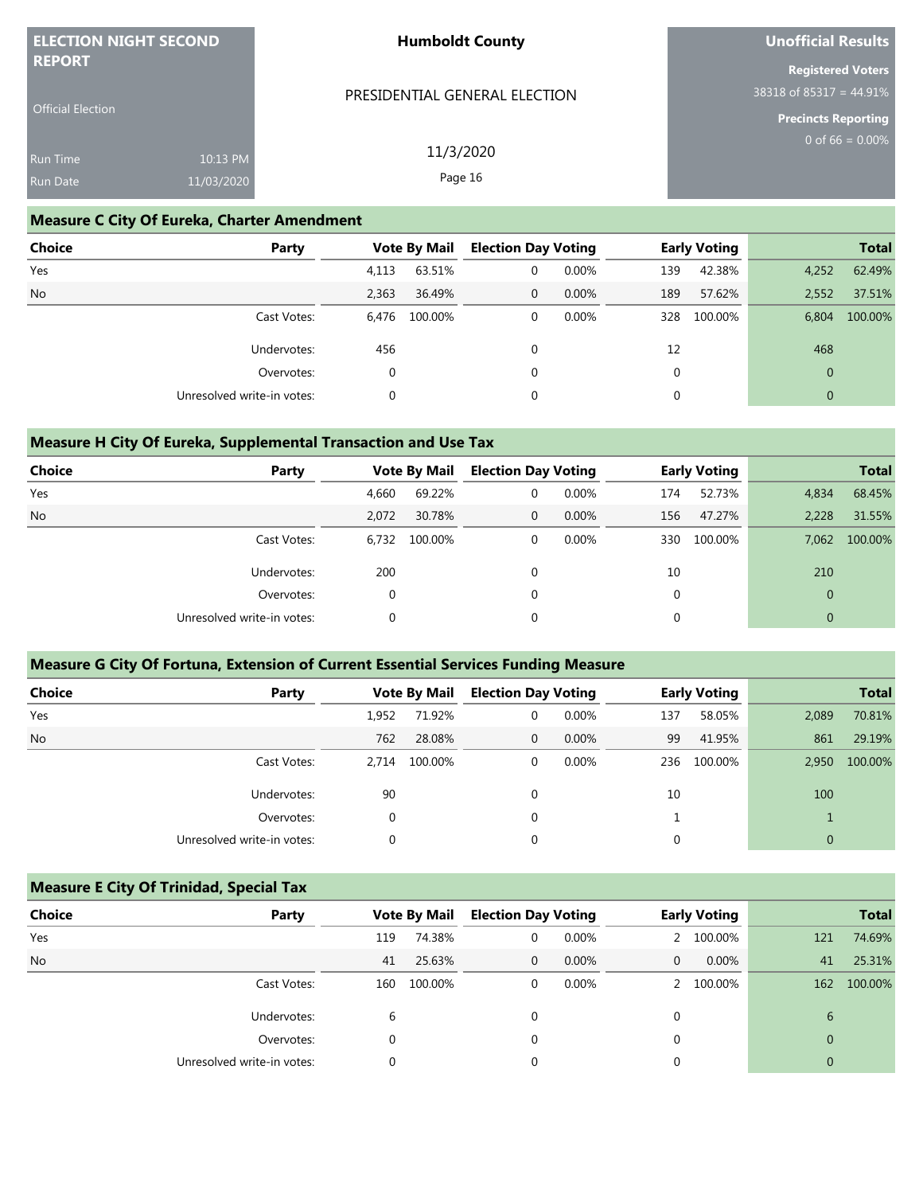| ELECTION NIGHT SECOND REPORT | Humboldt County | Unofficial Results |
|---|---|---|
| Official Election | PRESIDENTIAL GENERAL ELECTION | Registered Voters 38318 of 85317 = 44.91% |
| Run Time 10:13 PM | 11/3/2020 | Precincts Reporting 0 of 66 = 0.00% |
| Run Date 11/03/2020 | | |

## Measure C City Of Eureka, Charter Amendment

| Choice | Party | Vote By Mail | | Election Day Voting | | Early Voting | | Total | |
|---|---|---|---|---|---|---|---|---|---|
| Yes | | 4,113 | 63.51% | 0 | 0.00% | 139 | 42.38% | 4,252 | 62.49% |
| No | | 2,363 | 36.49% | 0 | 0.00% | 189 | 57.62% | 2,552 | 37.51% |
| | Cast Votes: | 6,476 | 100.00% | 0 | 0.00% | 328 | 100.00% | 6,804 | 100.00% |
| | Undervotes: | 456 | | 0 | | 12 | | 468 | |
| | Overvotes: | 0 | | 0 | | 0 | | 0 | |
| | Unresolved write-in votes: | 0 | | 0 | | 0 | | 0 | |

## Measure H City Of Eureka, Supplemental Transaction and Use Tax

| Choice | Party | Vote By Mail | | Election Day Voting | | Early Voting | | Total | |
|---|---|---|---|---|---|---|---|---|---|
| Yes | | 4,660 | 69.22% | 0 | 0.00% | 174 | 52.73% | 4,834 | 68.45% |
| No | | 2,072 | 30.78% | 0 | 0.00% | 156 | 47.27% | 2,228 | 31.55% |
| | Cast Votes: | 6,732 | 100.00% | 0 | 0.00% | 330 | 100.00% | 7,062 | 100.00% |
| | Undervotes: | 200 | | 0 | | 10 | | 210 | |
| | Overvotes: | 0 | | 0 | | 0 | | 0 | |
| | Unresolved write-in votes: | 0 | | 0 | | 0 | | 0 | |

## Measure G City Of Fortuna, Extension of Current Essential Services Funding Measure

| Choice | Party | Vote By Mail | | Election Day Voting | | Early Voting | | Total | |
|---|---|---|---|---|---|---|---|---|---|
| Yes | | 1,952 | 71.92% | 0 | 0.00% | 137 | 58.05% | 2,089 | 70.81% |
| No | | 762 | 28.08% | 0 | 0.00% | 99 | 41.95% | 861 | 29.19% |
| | Cast Votes: | 2,714 | 100.00% | 0 | 0.00% | 236 | 100.00% | 2,950 | 100.00% |
| | Undervotes: | 90 | | 0 | | 10 | | 100 | |
| | Overvotes: | 0 | | 0 | | 1 | | 1 | |
| | Unresolved write-in votes: | 0 | | 0 | | 0 | | 0 | |

## Measure E City Of Trinidad, Special Tax

| Choice | Party | Vote By Mail | | Election Day Voting | | Early Voting | | Total | |
|---|---|---|---|---|---|---|---|---|---|
| Yes | | 119 | 74.38% | 0 | 0.00% | 2 | 100.00% | 121 | 74.69% |
| No | | 41 | 25.63% | 0 | 0.00% | 0 | 0.00% | 41 | 25.31% |
| | Cast Votes: | 160 | 100.00% | 0 | 0.00% | 2 | 100.00% | 162 | 100.00% |
| | Undervotes: | 6 | | 0 | | 0 | | 6 | |
| | Overvotes: | 0 | | 0 | | 0 | | 0 | |
| | Unresolved write-in votes: | 0 | | 0 | | 0 | | 0 | |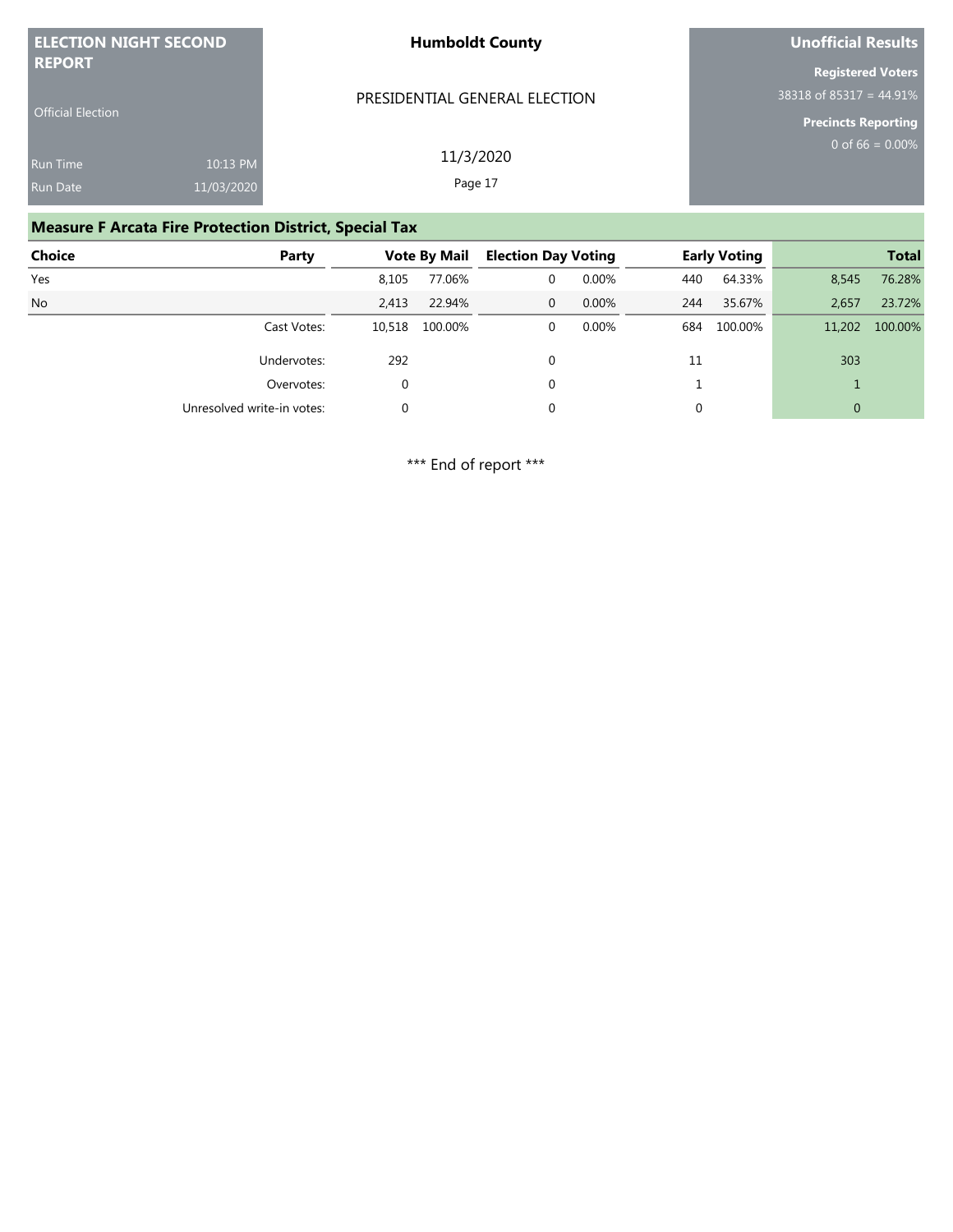## Measure F Arcata Fire Protection District, Special Tax

| Choice | Party | Vote By Mail | | Election Day Voting | | Early Voting | | Total | |
|---|---|---|---|---|---|---|---|---|---|
| Yes | | 8,105 | 77.06% | 0 | 0.00% | 440 | 64.33% | 8,545 | 76.28% |
| No | | 2,413 | 22.94% | 0 | 0.00% | 244 | 35.67% | 2,657 | 23.72% |
| | Cast Votes: | 10,518 | 100.00% | 0 | 0.00% | 684 | 100.00% | 11,202 | 100.00% |
| | Undervotes: | 292 | | 0 | | 11 | | 303 | |
| | Overvotes: | 0 | | 0 | | 1 | | 1 | |
| | Unresolved write-in votes: | 0 | | 0 | | 0 | | 0 | |

*** End of report ***